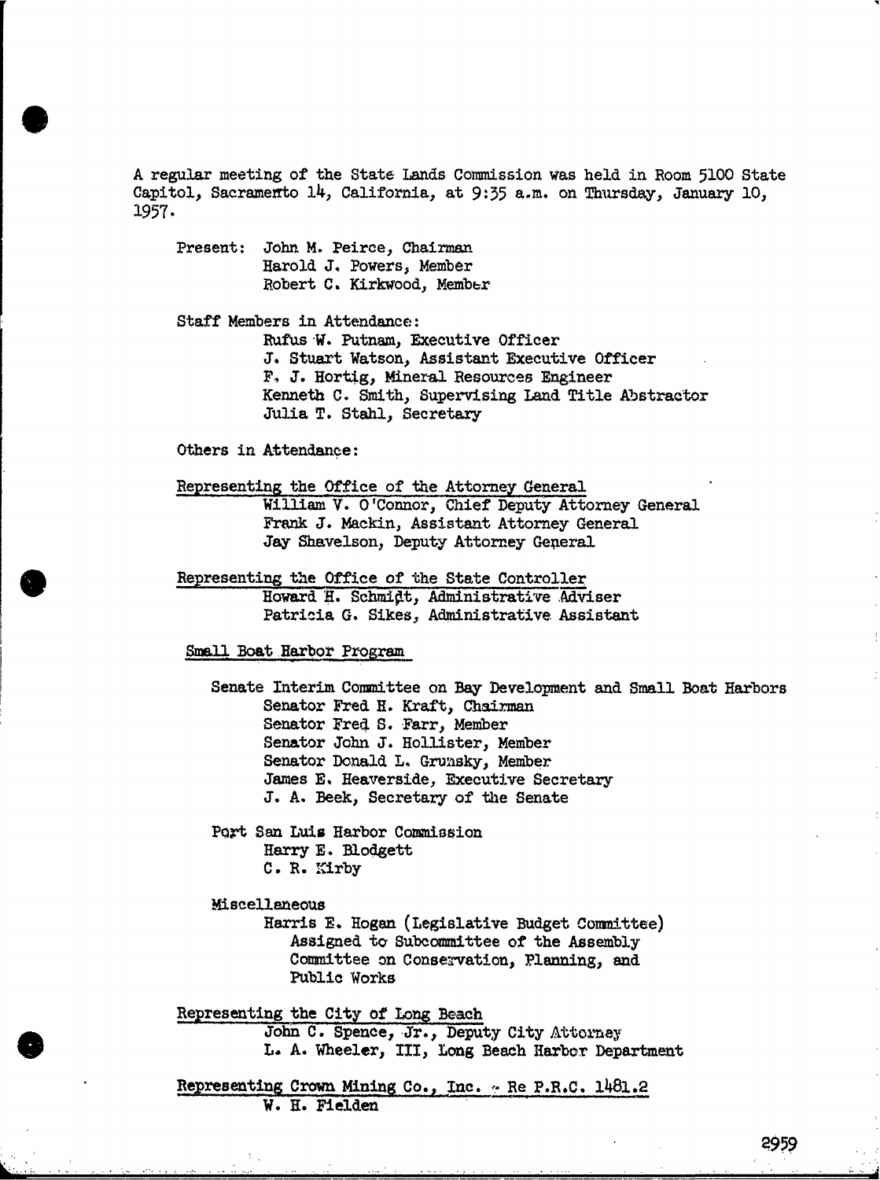A regular meeting of the State Lands Commission was held in Room 5100 State Capitol, Sacramento 14, California, at 9:35 a.m. on Thursday, January 10, 1957.

Present: John M. Peirce, Chairman
Harold J. Powers, Member
Robert C. Kirkwood, Member

Staff Members in Attendance:
Rufus W. Putnam, Executive Officer
J. Stuart Watson, Assistant Executive Officer
F. J. Hortig, Mineral Resources Engineer
Kenneth C. Smith, Supervising Land Title Abstractor
Julia T. Stahl, Secretary

Others in Attendance:

Representing the Office of the Attorney General
William V. O'Connor, Chief Deputy Attorney General
Frank J. Mackin, Assistant Attorney General
Jay Shavelson, Deputy Attorney General

Representing the Office of the State Controller
Howard H. Schmidt, Administrative Adviser
Patricia G. Sikes, Administrative Assistant

Small Boat Harbor Program

Senate Interim Committee on Bay Development and Small Boat Harbors
Senator Fred H. Kraft, Chairman
Senator Fred S. Farr, Member
Senator John J. Hollister, Member
Senator Donald L. Grunsky, Member
James E. Heaverside, Executive Secretary
J. A. Beek, Secretary of the Senate

Port San Luis Harbor Commission
Harry E. Blodgett
C. R. Kirby

Miscellaneous
Harris E. Hogan (Legislative Budget Committee)
Assigned to Subcommittee of the Assembly Committee on Conservation, Planning, and Public Works

Representing the City of Long Beach
John C. Spence, Jr., Deputy City Attorney
L. A. Wheeler, III, Long Beach Harbor Department

Representing Crown Mining Co., Inc. - Re P.R.C. 1481.2
W. H. Fielden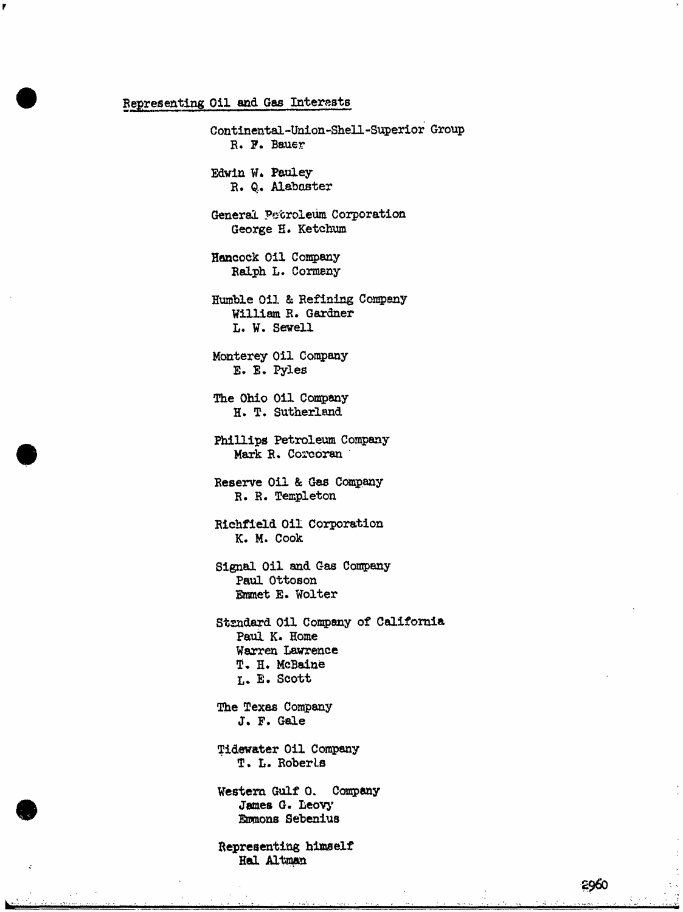## Representing Oil and Gas Interests

Continental-Union-Shell-Superior Group
R. F. Bauer

Edwin W. Pauley
R. Q. Alabaster

General Petroleum Corporation
George H. Ketchum

Hancock Oil Company
Ralph L. Cormany

Humble Oil & Refining Company
William R. Gardner
L. W. Sewell

Monterey Oil Company
E. E. Pyles

The Ohio Oil Company
H. T. Sutherland

Phillips Petroleum Company
Mark R. Corcoran

Reserve Oil & Gas Company
R. R. Templeton

Richfield Oil Corporation
K. M. Cook

Signal Oil and Gas Company
Paul Ottoson
Emmet E. Wolter

Standard Oil Company of California
Paul K. Home
Warren Lawrence
T. H. McBaine
L. E. Scott

The Texas Company
J. F. Gale

Tidewater Oil Company
T. L. Roberts

Western Gulf O. Company
James G. Leovy
Emmons Sebenius

Representing himself
Hal Altman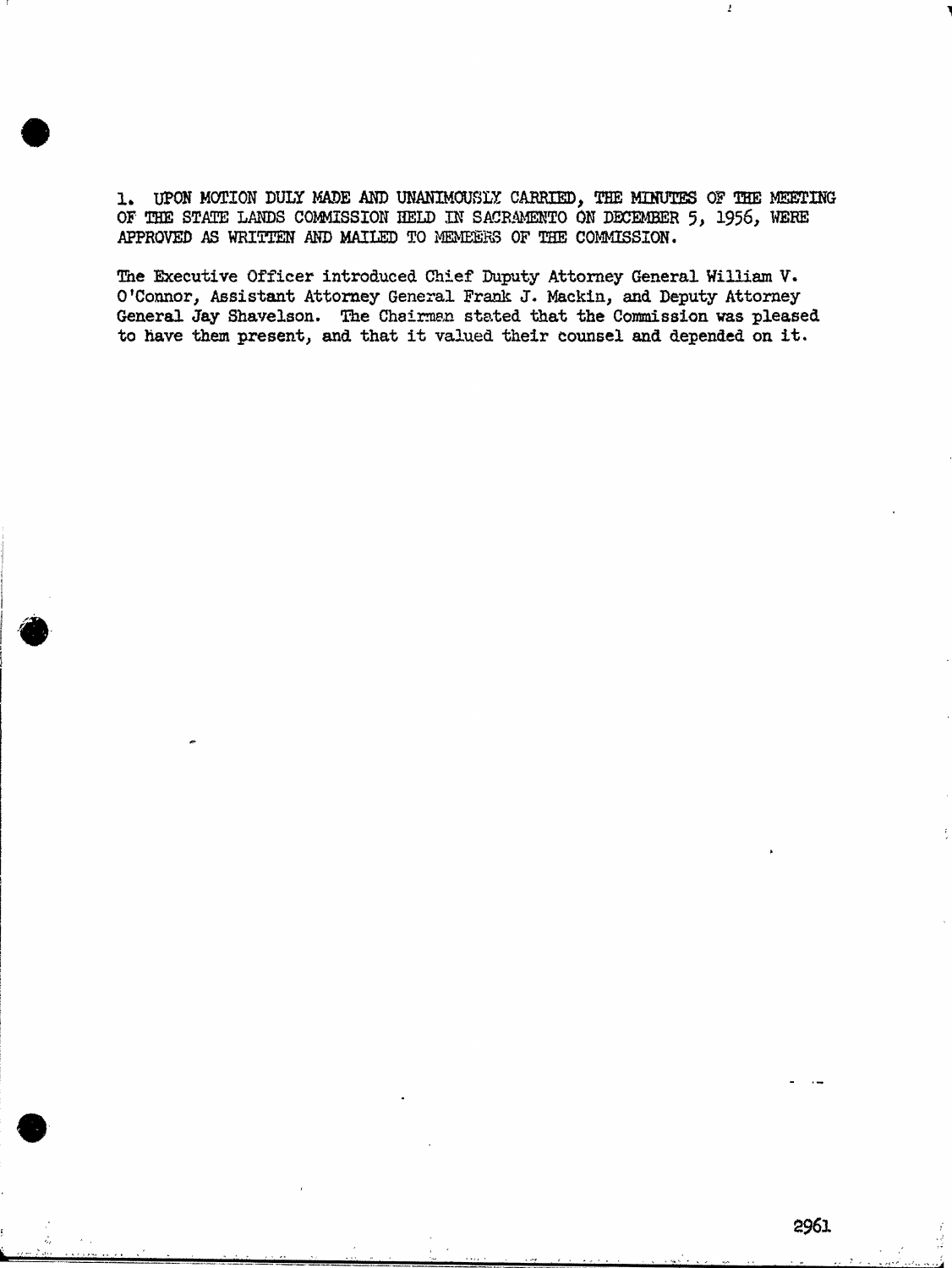1. UPON MOTION DULY MADE AND UNANIMOUSLY CARRIED, THE MINUTES OF THE MEETING OF THE STATE LANDS COMMISSION HELD IN SACRAMENTO ON DECEMBER 5, 1956, WERE APPROVED AS WRITTEN AND MAILED TO MEMBERS OF THE COMMISSION.

The Executive Officer introduced Chief Duputy Attorney General William V. O'Connor, Assistant Attorney General Frank J. Mackin, and Deputy Attorney General Jay Shavelson. The Chairman stated that the Commission was pleased to have them present, and that it valued their counsel and depended on it.